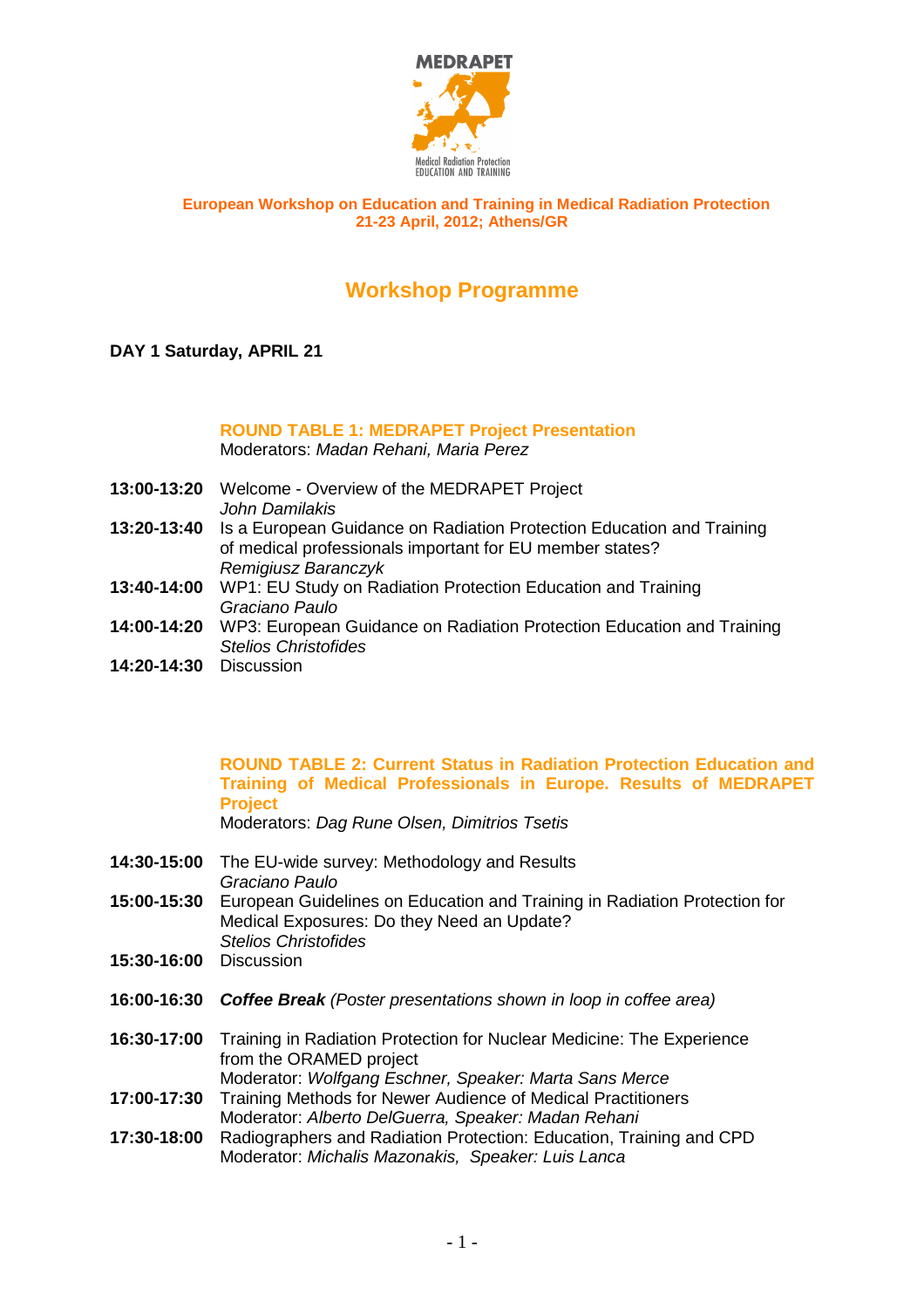MEDRAPET

Medical Radiation Protection
EDUCATION AND TRAINING

**European Workshop on Education and Training in Medical Radiation Protection**
**21-23 April, 2012; Athens/GR**

# Workshop Programme

**DAY 1 Saturday, APRIL 21**

## ROUND TABLE 1: MEDRAPET Project Presentation

Moderators: *Madan Rehani, Maria Perez*

**13:00-13:20** Welcome - Overview of the MEDRAPET Project
*John Damilakis*

**13:20-13:40** Is a European Guidance on Radiation Protection Education and Training of medical professionals important for EU member states?
*Remigiusz Baranczyk*

**13:40-14:00** WP1: EU Study on Radiation Protection Education and Training
*Graciano Paulo*

**14:00-14:20** WP3: European Guidance on Radiation Protection Education and Training
*Stelios Christofides*

**14:20-14:30** Discussion

## ROUND TABLE 2: Current Status in Radiation Protection Education and Training of Medical Professionals in Europe. Results of MEDRAPET Project

Moderators: *Dag Rune Olsen, Dimitrios Tsetis*

**14:30-15:00** The EU-wide survey: Methodology and Results
*Graciano Paulo*

**15:00-15:30** European Guidelines on Education and Training in Radiation Protection for Medical Exposures: Do they Need an Update?
*Stelios Christofides*

**15:30-16:00** Discussion

**16:00-16:30** ***Coffee Break*** *(Poster presentations shown in loop in coffee area)*

**16:30-17:00** Training in Radiation Protection for Nuclear Medicine: The Experience from the ORAMED project
Moderator: *Wolfgang Eschner, Speaker: Marta Sans Merce*

**17:00-17:30** Training Methods for Newer Audience of Medical Practitioners
Moderator: *Alberto DelGuerra, Speaker: Madan Rehani*

**17:30-18:00** Radiographers and Radiation Protection: Education, Training and CPD
Moderator: *Michalis Mazonakis, Speaker: Luis Lanca*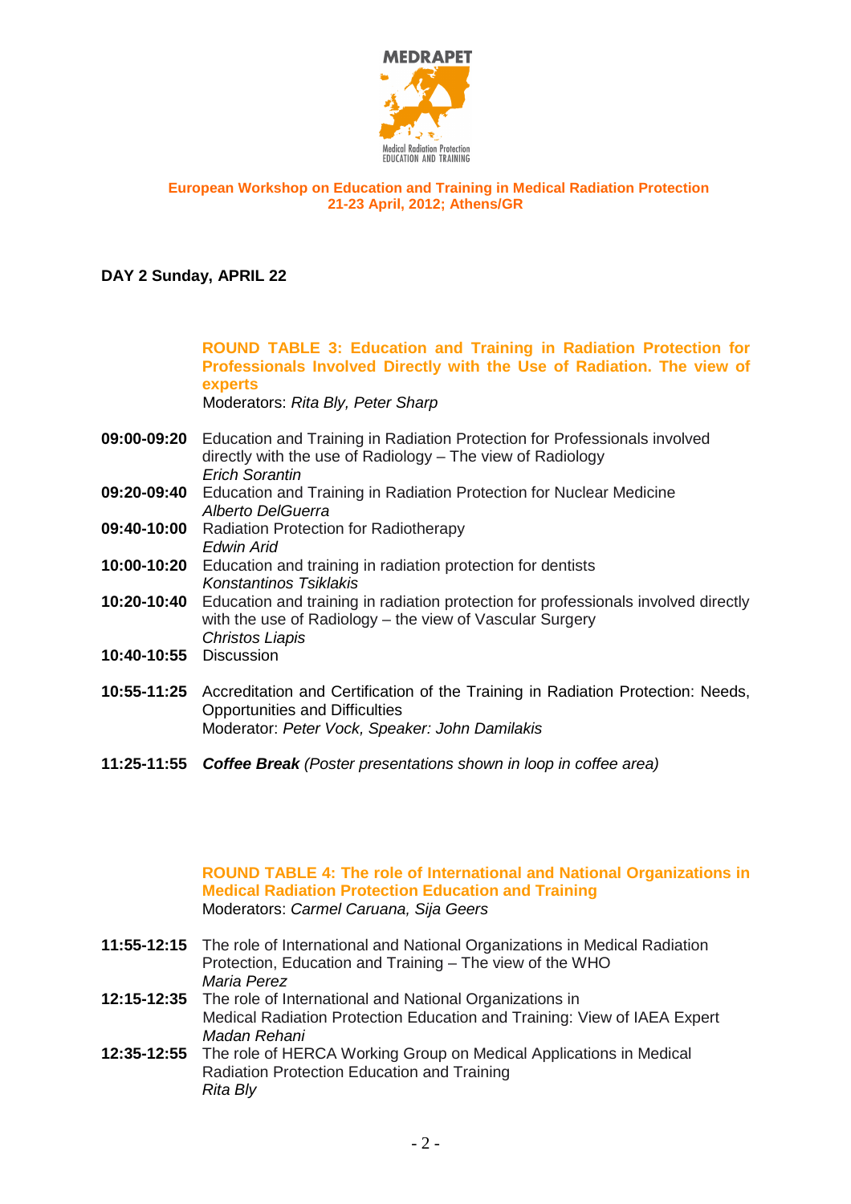MEDRAPET

Medical Radiation Protection EDUCATION AND TRAINING

**European Workshop on Education and Training in Medical Radiation Protection**
**21-23 April, 2012; Athens/GR**

**DAY 2 Sunday, APRIL 22**

**ROUND TABLE 3: Education and Training in Radiation Protection for Professionals Involved Directly with the Use of Radiation. The view of experts**
Moderators: *Rita Bly, Peter Sharp*

**09:00-09:20** Education and Training in Radiation Protection for Professionals involved directly with the use of Radiology – The view of Radiology
*Erich Sorantin*

**09:20-09:40** Education and Training in Radiation Protection for Nuclear Medicine
*Alberto DelGuerra*

**09:40-10:00** Radiation Protection for Radiotherapy
*Edwin Arid*

**10:00-10:20** Education and training in radiation protection for dentists
*Konstantinos Tsiklakis*

**10:20-10:40** Education and training in radiation protection for professionals involved directly with the use of Radiology – the view of Vascular Surgery
*Christos Liapis*

**10:40-10:55** Discussion

**10:55-11:25** Accreditation and Certification of the Training in Radiation Protection: Needs, Opportunities and Difficulties
Moderator: *Peter Vock, Speaker: John Damilakis*

**11:25-11:55** ***Coffee Break*** *(Poster presentations shown in loop in coffee area)*

**ROUND TABLE 4: The role of International and National Organizations in Medical Radiation Protection Education and Training**
Moderators: *Carmel Caruana, Sija Geers*

**11:55-12:15** The role of International and National Organizations in Medical Radiation Protection, Education and Training – The view of the WHO
*Maria Perez*

**12:15-12:35** The role of International and National Organizations in Medical Radiation Protection Education and Training: View of IAEA Expert
*Madan Rehani*

**12:35-12:55** The role of HERCA Working Group on Medical Applications in Medical Radiation Protection Education and Training
*Rita Bly*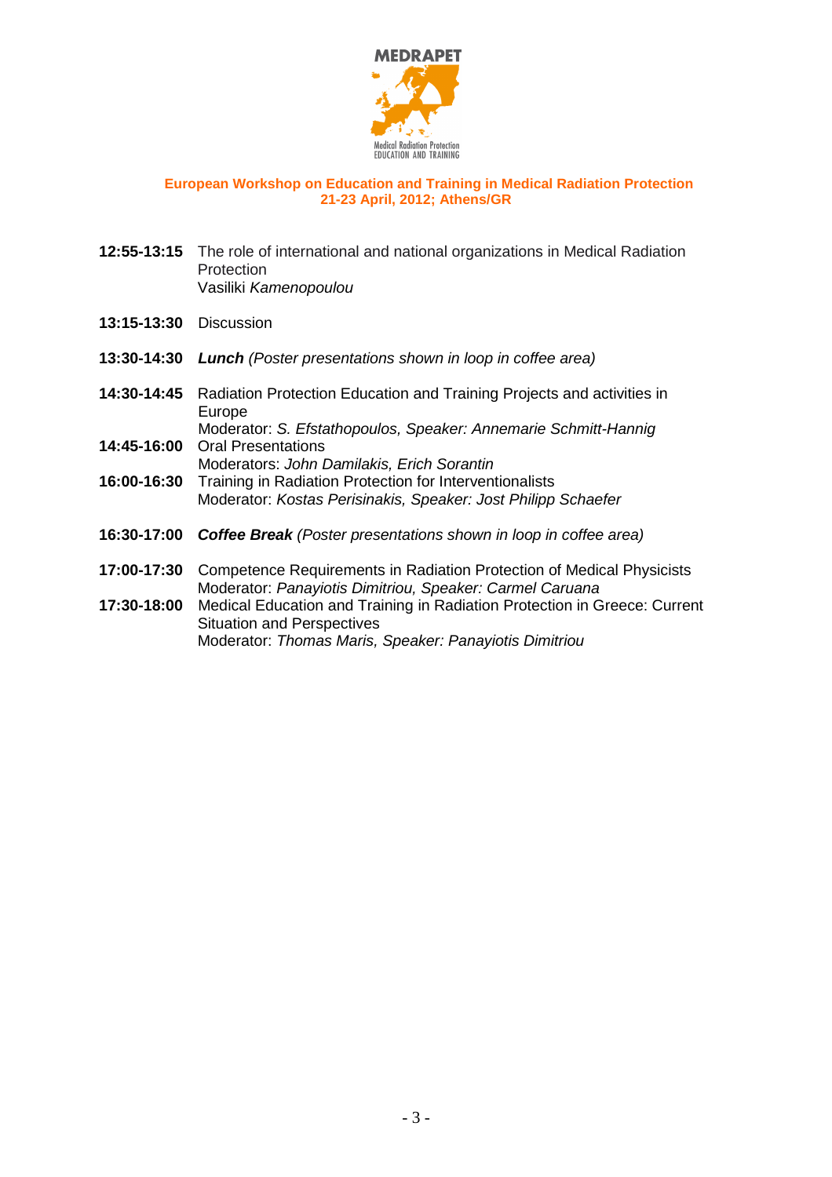**European Workshop on Education and Training in Medical Radiation Protection**
**21-23 April, 2012; Athens/GR**

**12:55-13:15** The role of international and national organizations in Medical Radiation Protection
Vasiliki *Kamenopoulou*

**13:15-13:30** Discussion

**13:30-14:30** ***Lunch*** *(Poster presentations shown in loop in coffee area)*

**14:30-14:45** Radiation Protection Education and Training Projects and activities in Europe
Moderator: *S. Efstathopoulos, Speaker: Annemarie Schmitt-Hannig*

**14:45-16:00** Oral Presentations
Moderators: *John Damilakis, Erich Sorantin*

**16:00-16:30** Training in Radiation Protection for Interventionalists
Moderator: *Kostas Perisinakis, Speaker: Jost Philipp Schaefer*

**16:30-17:00** ***Coffee Break*** *(Poster presentations shown in loop in coffee area)*

**17:00-17:30** Competence Requirements in Radiation Protection of Medical Physicists
Moderator: *Panayiotis Dimitriou, Speaker: Carmel Caruana*

**17:30-18:00** Medical Education and Training in Radiation Protection in Greece: Current Situation and Perspectives
Moderator: *Thomas Maris, Speaker: Panayiotis Dimitriou*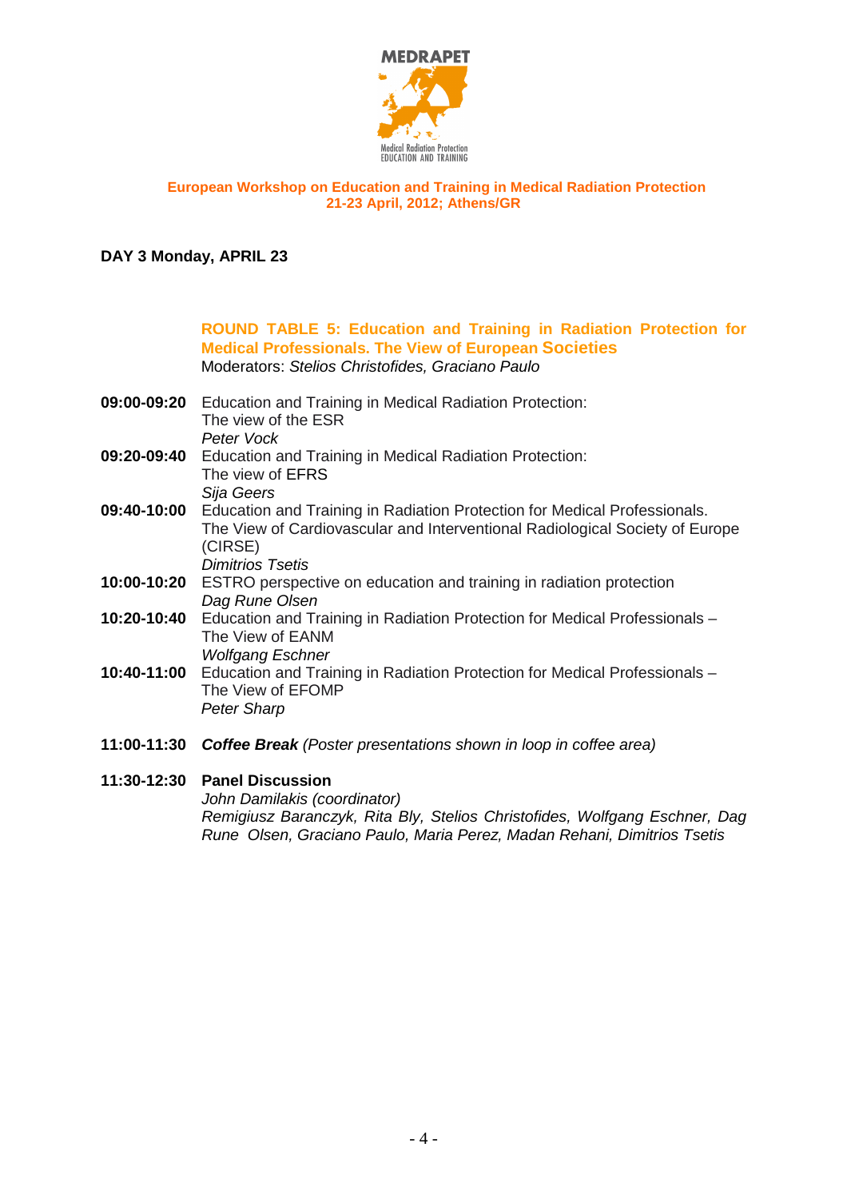MEDRAPET

Medical Radiation Protection EDUCATION AND TRAINING

**European Workshop on Education and Training in Medical Radiation Protection**
**21-23 April, 2012; Athens/GR**

**DAY 3 Monday, APRIL 23**

**ROUND TABLE 5: Education and Training in Radiation Protection for Medical Professionals. The View of European Societies**
Moderators: *Stelios Christofides, Graciano Paulo*

**09:00-09:20** Education and Training in Medical Radiation Protection:
The view of the ESR
*Peter Vock*

**09:20-09:40** Education and Training in Medical Radiation Protection:
The view of EFRS
*Sija Geers*

**09:40-10:00** Education and Training in Radiation Protection for Medical Professionals.
The View of Cardiovascular and Interventional Radiological Society of Europe (CIRSE)
*Dimitrios Tsetis*

**10:00-10:20** ESTRO perspective on education and training in radiation protection
*Dag Rune Olsen*

**10:20-10:40** Education and Training in Radiation Protection for Medical Professionals – The View of EANM
*Wolfgang Eschner*

**10:40-11:00** Education and Training in Radiation Protection for Medical Professionals – The View of EFOMP
*Peter Sharp*

**11:00-11:30** ***Coffee Break*** *(Poster presentations shown in loop in coffee area)*

**11:30-12:30** **Panel Discussion**
*John Damilakis (coordinator)*
*Remigiusz Baranczyk, Rita Bly, Stelios Christofides, Wolfgang Eschner, Dag Rune Olsen, Graciano Paulo, Maria Perez, Madan Rehani, Dimitrios Tsetis*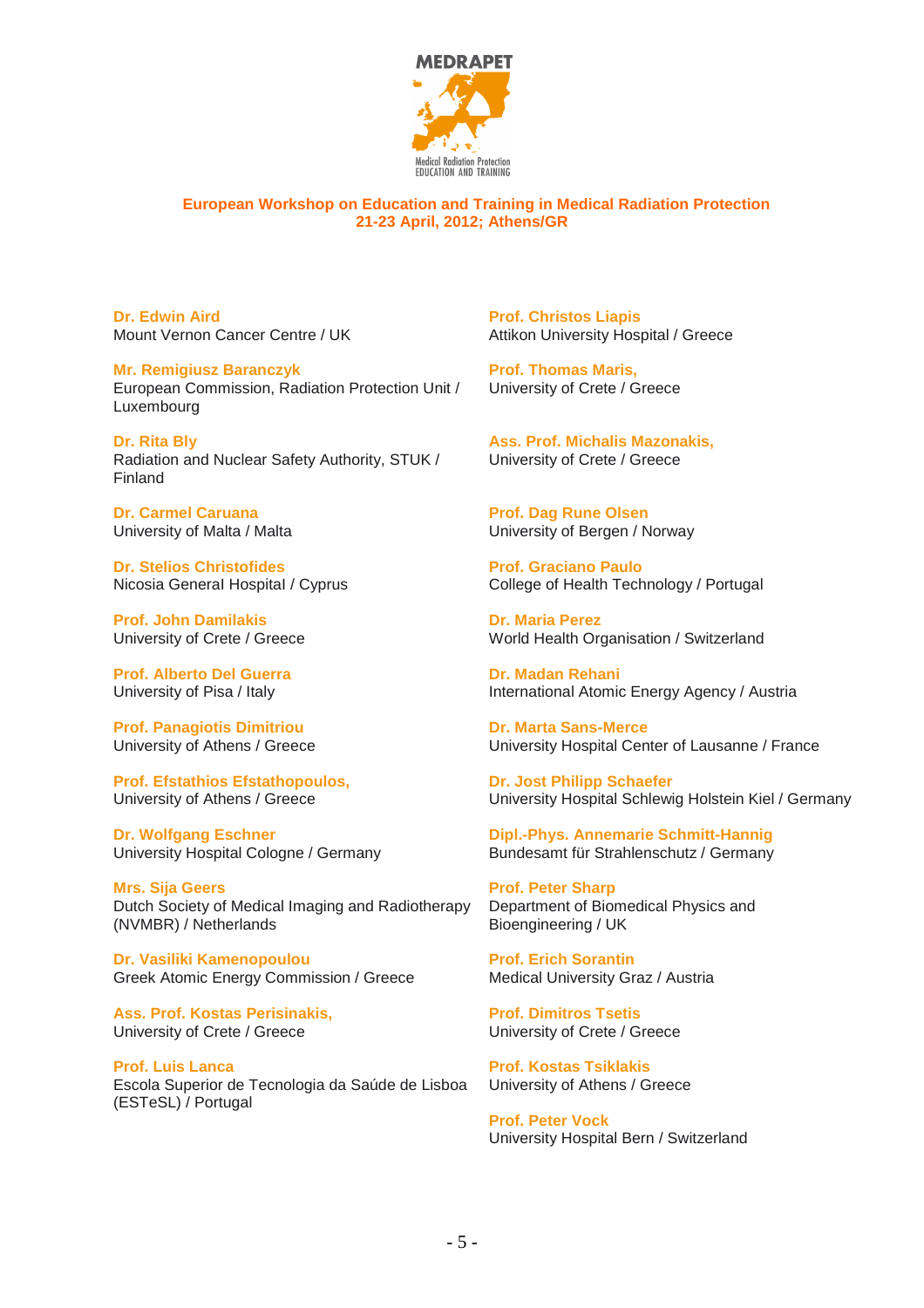MEDRAPET

Medical Radiation Protection EDUCATION AND TRAINING

**European Workshop on Education and Training in Medical Radiation Protection**
**21-23 April, 2012; Athens/GR**

**Dr. Edwin Aird**
Mount Vernon Cancer Centre / UK

**Mr. Remigiusz Baranczyk**
European Commission, Radiation Protection Unit / Luxembourg

**Dr. Rita Bly**
Radiation and Nuclear Safety Authority, STUK / Finland

**Dr. Carmel Caruana**
University of Malta / Malta

**Dr. Stelios Christofides**
Nicosia General Hospital / Cyprus

**Prof. John Damilakis**
University of Crete / Greece

**Prof. Alberto Del Guerra**
University of Pisa / Italy

**Prof. Panagiotis Dimitriou**
University of Athens / Greece

**Prof. Efstathios Efstathopoulos,**
University of Athens / Greece

**Dr. Wolfgang Eschner**
University Hospital Cologne / Germany

**Mrs. Sija Geers**
Dutch Society of Medical Imaging and Radiotherapy (NVMBR) / Netherlands

**Dr. Vasiliki Kamenopoulou**
Greek Atomic Energy Commission / Greece

**Ass. Prof. Kostas Perisinakis,**
University of Crete / Greece

**Prof. Luis Lanca**
Escola Superior de Tecnologia da Saúde de Lisboa (ESTeSL) / Portugal

**Prof. Christos Liapis**
Attikon University Hospital / Greece

**Prof. Thomas Maris,**
University of Crete / Greece

**Ass. Prof. Michalis Mazonakis,**
University of Crete / Greece

**Prof. Dag Rune Olsen**
University of Bergen / Norway

**Prof. Graciano Paulo**
College of Health Technology / Portugal

**Dr. Maria Perez**
World Health Organisation / Switzerland

**Dr. Madan Rehani**
International Atomic Energy Agency / Austria

**Dr. Marta Sans-Merce**
University Hospital Center of Lausanne / France

**Dr. Jost Philipp Schaefer**
University Hospital Schlewig Holstein Kiel / Germany

**Dipl.-Phys. Annemarie Schmitt-Hannig**
Bundesamt für Strahlenschutz / Germany

**Prof. Peter Sharp**
Department of Biomedical Physics and Bioengineering / UK

**Prof. Erich Sorantin**
Medical University Graz / Austria

**Prof. Dimitros Tsetis**
University of Crete / Greece

**Prof. Kostas Tsiklakis**
University of Athens / Greece

**Prof. Peter Vock**
University Hospital Bern / Switzerland